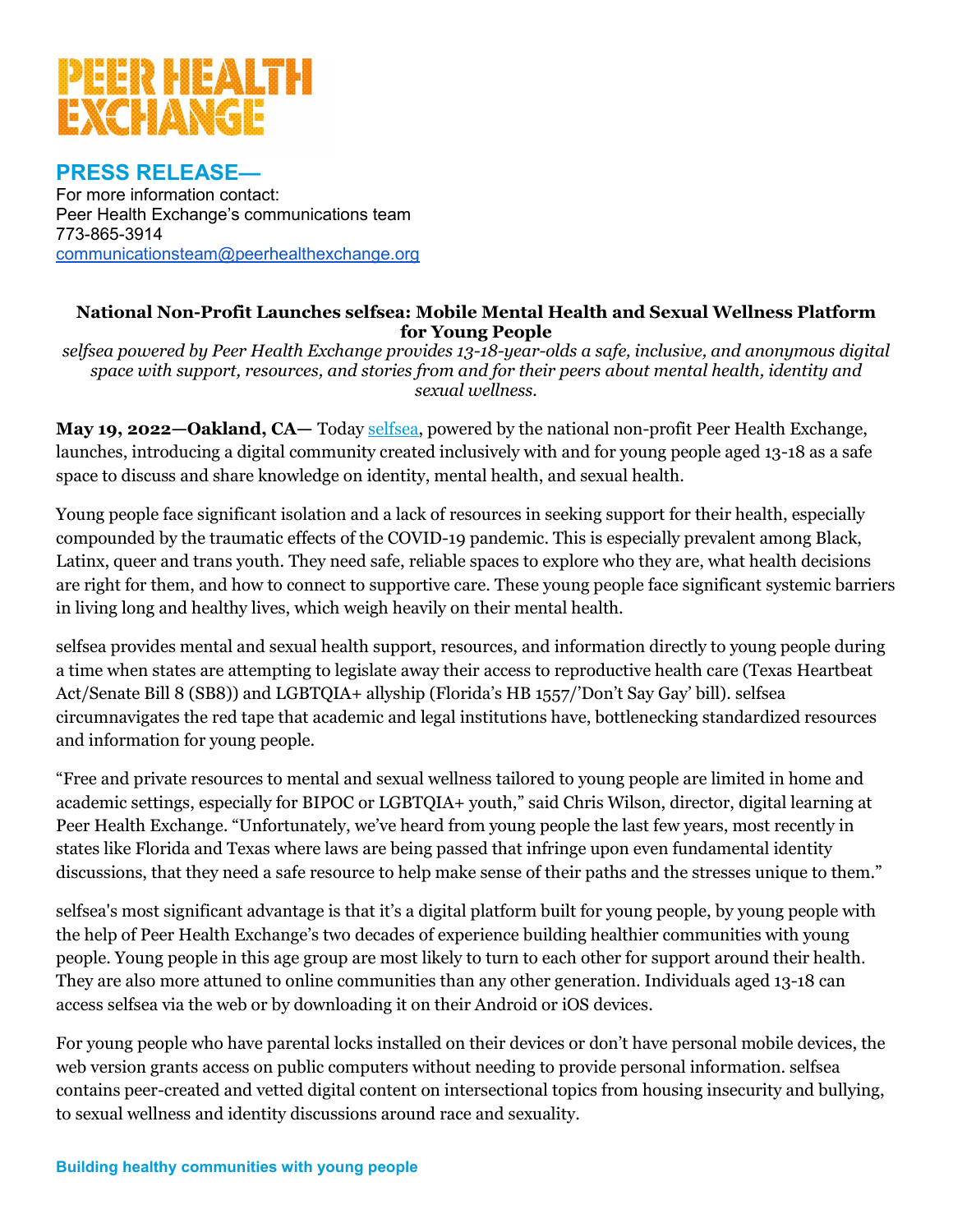# PEER HEALTH EXCHANGE

## PRESS RELEASE—

For more information contact:
Peer Health Exchange's communications team
773-865-3914
communicationsteam@peerhealthexchange.org

**National Non-Profit Launches selfsea: Mobile Mental Health and Sexual Wellness Platform for Young People**

*selfsea powered by Peer Health Exchange provides 13-18-year-olds a safe, inclusive, and anonymous digital space with support, resources, and stories from and for their peers about mental health, identity and sexual wellness.*

**May 19, 2022—Oakland, CA—** Today selfsea, powered by the national non-profit Peer Health Exchange, launches, introducing a digital community created inclusively with and for young people aged 13-18 as a safe space to discuss and share knowledge on identity, mental health, and sexual health.

Young people face significant isolation and a lack of resources in seeking support for their health, especially compounded by the traumatic effects of the COVID-19 pandemic. This is especially prevalent among Black, Latinx, queer and trans youth. They need safe, reliable spaces to explore who they are, what health decisions are right for them, and how to connect to supportive care. These young people face significant systemic barriers in living long and healthy lives, which weigh heavily on their mental health.

selfsea provides mental and sexual health support, resources, and information directly to young people during a time when states are attempting to legislate away their access to reproductive health care (Texas Heartbeat Act/Senate Bill 8 (SB8)) and LGBTQIA+ allyship (Florida's HB 1557/'Don't Say Gay' bill). selfsea circumnavigates the red tape that academic and legal institutions have, bottlenecking standardized resources and information for young people.

"Free and private resources to mental and sexual wellness tailored to young people are limited in home and academic settings, especially for BIPOC or LGBTQIA+ youth," said Chris Wilson, director, digital learning at Peer Health Exchange. "Unfortunately, we've heard from young people the last few years, most recently in states like Florida and Texas where laws are being passed that infringe upon even fundamental identity discussions, that they need a safe resource to help make sense of their paths and the stresses unique to them."

selfsea's most significant advantage is that it's a digital platform built for young people, by young people with the help of Peer Health Exchange's two decades of experience building healthier communities with young people. Young people in this age group are most likely to turn to each other for support around their health. They are also more attuned to online communities than any other generation. Individuals aged 13-18 can access selfsea via the web or by downloading it on their Android or iOS devices.

For young people who have parental locks installed on their devices or don't have personal mobile devices, the web version grants access on public computers without needing to provide personal information. selfsea contains peer-created and vetted digital content on intersectional topics from housing insecurity and bullying, to sexual wellness and identity discussions around race and sexuality.

**Building healthy communities with young people**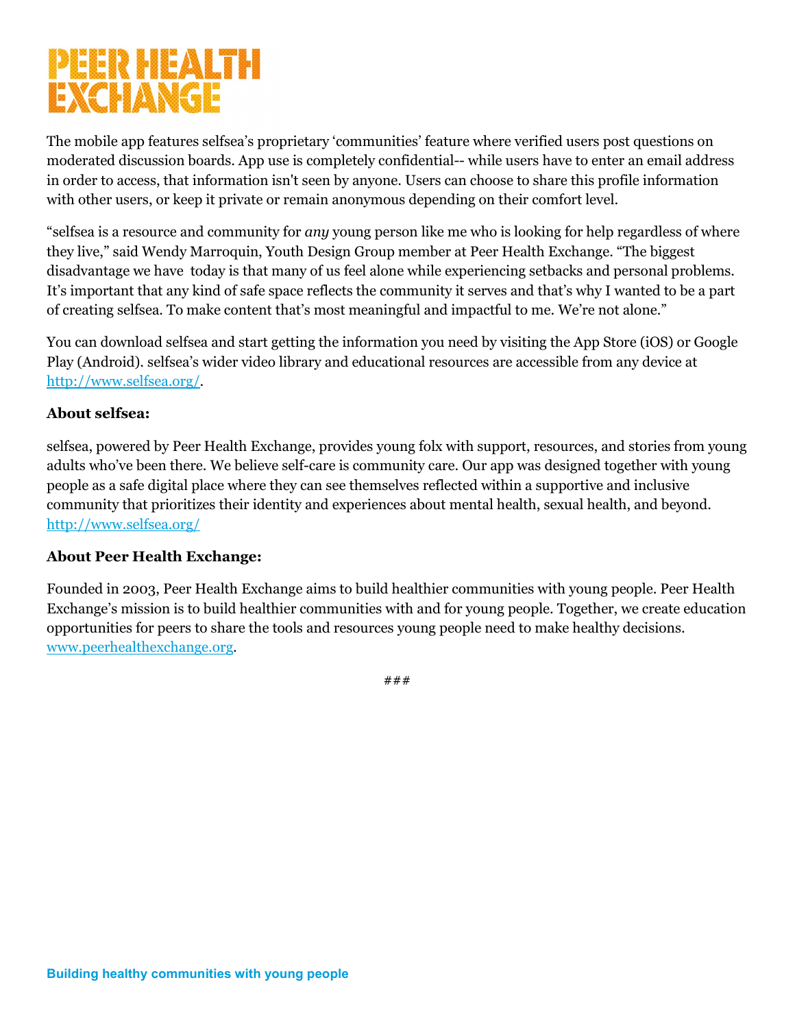The mobile app features selfsea's proprietary 'communities' feature where verified users post questions on moderated discussion boards. App use is completely confidential-- while users have to enter an email address in order to access, that information isn't seen by anyone. Users can choose to share this profile information with other users, or keep it private or remain anonymous depending on their comfort level.

"selfsea is a resource and community for *any* young person like me who is looking for help regardless of where they live," said Wendy Marroquin, Youth Design Group member at Peer Health Exchange. "The biggest disadvantage we have today is that many of us feel alone while experiencing setbacks and personal problems. It's important that any kind of safe space reflects the community it serves and that's why I wanted to be a part of creating selfsea. To make content that's most meaningful and impactful to me. We're not alone."

You can download selfsea and start getting the information you need by visiting the App Store (iOS) or Google Play (Android). selfsea's wider video library and educational resources are accessible from any device at http://www.selfsea.org/.

**About selfsea:**

selfsea, powered by Peer Health Exchange, provides young folx with support, resources, and stories from young adults who've been there. We believe self-care is community care. Our app was designed together with young people as a safe digital place where they can see themselves reflected within a supportive and inclusive community that prioritizes their identity and experiences about mental health, sexual health, and beyond. http://www.selfsea.org/

**About Peer Health Exchange:**

Founded in 2003, Peer Health Exchange aims to build healthier communities with young people. Peer Health Exchange's mission is to build healthier communities with and for young people. Together, we create education opportunities for peers to share the tools and resources young people need to make healthy decisions. www.peerhealthexchange.org.

###